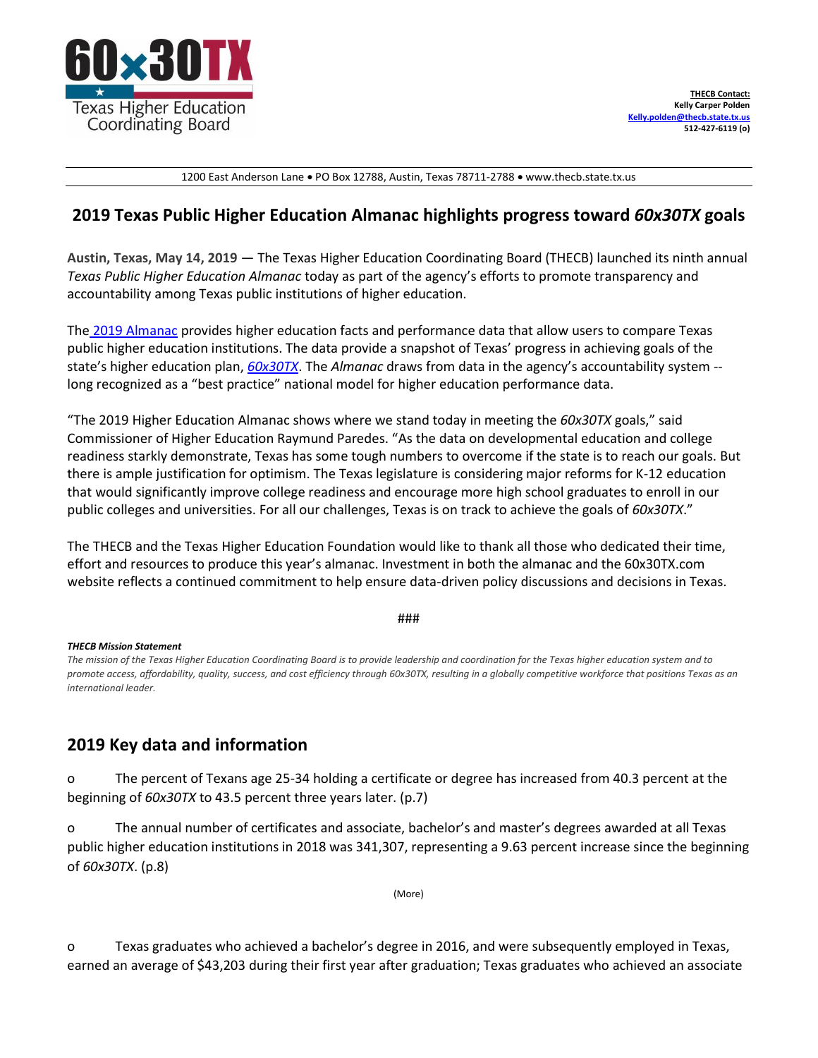60x30TX

Texas Higher Education Coordinating Board

**THECB Contact:**
**Kelly Carper Polden**
**Kelly.polden@thecb.state.tx.us**
**512-427-6119 (o)**

1200 East Anderson Lane • PO Box 12788, Austin, Texas 78711-2788 • www.thecb.state.tx.us

# 2019 Texas Public Higher Education Almanac highlights progress toward *60x30TX* goals

**Austin, Texas, May 14, 2019** — The Texas Higher Education Coordinating Board (THECB) launched its ninth annual *Texas Public Higher Education Almanac* today as part of the agency's efforts to promote transparency and accountability among Texas public institutions of higher education.

The 2019 Almanac provides higher education facts and performance data that allow users to compare Texas public higher education institutions. The data provide a snapshot of Texas' progress in achieving goals of the state's higher education plan, *60x30TX*. The *Almanac* draws from data in the agency's accountability system -- long recognized as a "best practice" national model for higher education performance data.

"The 2019 Higher Education Almanac shows where we stand today in meeting the *60x30TX* goals," said Commissioner of Higher Education Raymund Paredes. "As the data on developmental education and college readiness starkly demonstrate, Texas has some tough numbers to overcome if the state is to reach our goals. But there is ample justification for optimism. The Texas legislature is considering major reforms for K-12 education that would significantly improve college readiness and encourage more high school graduates to enroll in our public colleges and universities. For all our challenges, Texas is on track to achieve the goals of *60x30TX*."

The THECB and the Texas Higher Education Foundation would like to thank all those who dedicated their time, effort and resources to produce this year's almanac. Investment in both the almanac and the 60x30TX.com website reflects a continued commitment to help ensure data-driven policy discussions and decisions in Texas.

###

***THECB Mission Statement***

*The mission of the Texas Higher Education Coordinating Board is to provide leadership and coordination for the Texas higher education system and to promote access, affordability, quality, success, and cost efficiency through 60x30TX, resulting in a globally competitive workforce that positions Texas as an international leader.*

## 2019 Key data and information

- The percent of Texans age 25-34 holding a certificate or degree has increased from 40.3 percent at the beginning of *60x30TX* to 43.5 percent three years later. (p.7)
- The annual number of certificates and associate, bachelor's and master's degrees awarded at all Texas public higher education institutions in 2018 was 341,307, representing a 9.63 percent increase since the beginning of *60x30TX*. (p.8)

(More)

- Texas graduates who achieved a bachelor's degree in 2016, and were subsequently employed in Texas, earned an average of $43,203 during their first year after graduation; Texas graduates who achieved an associate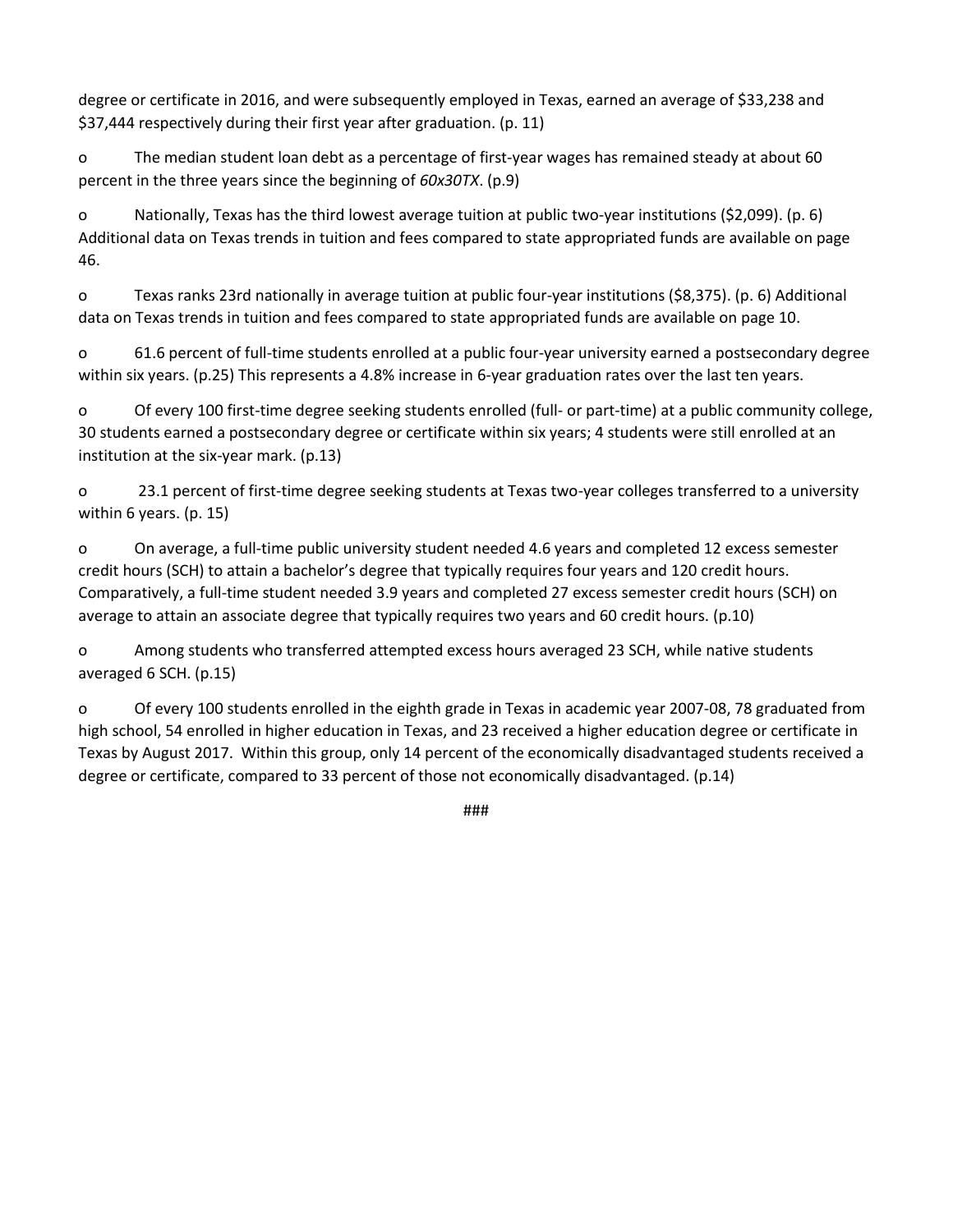degree or certificate in 2016, and were subsequently employed in Texas, earned an average of $33,238 and $37,444 respectively during their first year after graduation. (p. 11)

- The median student loan debt as a percentage of first-year wages has remained steady at about 60 percent in the three years since the beginning of *60x30TX*. (p.9)

- Nationally, Texas has the third lowest average tuition at public two-year institutions ($2,099). (p. 6) Additional data on Texas trends in tuition and fees compared to state appropriated funds are available on page 46.

- Texas ranks 23rd nationally in average tuition at public four-year institutions ($8,375). (p. 6) Additional data on Texas trends in tuition and fees compared to state appropriated funds are available on page 10.

- 61.6 percent of full-time students enrolled at a public four-year university earned a postsecondary degree within six years. (p.25) This represents a 4.8% increase in 6-year graduation rates over the last ten years.

- Of every 100 first-time degree seeking students enrolled (full- or part-time) at a public community college, 30 students earned a postsecondary degree or certificate within six years; 4 students were still enrolled at an institution at the six-year mark. (p.13)

- 23.1 percent of first-time degree seeking students at Texas two-year colleges transferred to a university within 6 years. (p. 15)

- On average, a full-time public university student needed 4.6 years and completed 12 excess semester credit hours (SCH) to attain a bachelor's degree that typically requires four years and 120 credit hours. Comparatively, a full-time student needed 3.9 years and completed 27 excess semester credit hours (SCH) on average to attain an associate degree that typically requires two years and 60 credit hours. (p.10)

- Among students who transferred attempted excess hours averaged 23 SCH, while native students averaged 6 SCH. (p.15)

- Of every 100 students enrolled in the eighth grade in Texas in academic year 2007-08, 78 graduated from high school, 54 enrolled in higher education in Texas, and 23 received a higher education degree or certificate in Texas by August 2017. Within this group, only 14 percent of the economically disadvantaged students received a degree or certificate, compared to 33 percent of those not economically disadvantaged. (p.14)

###